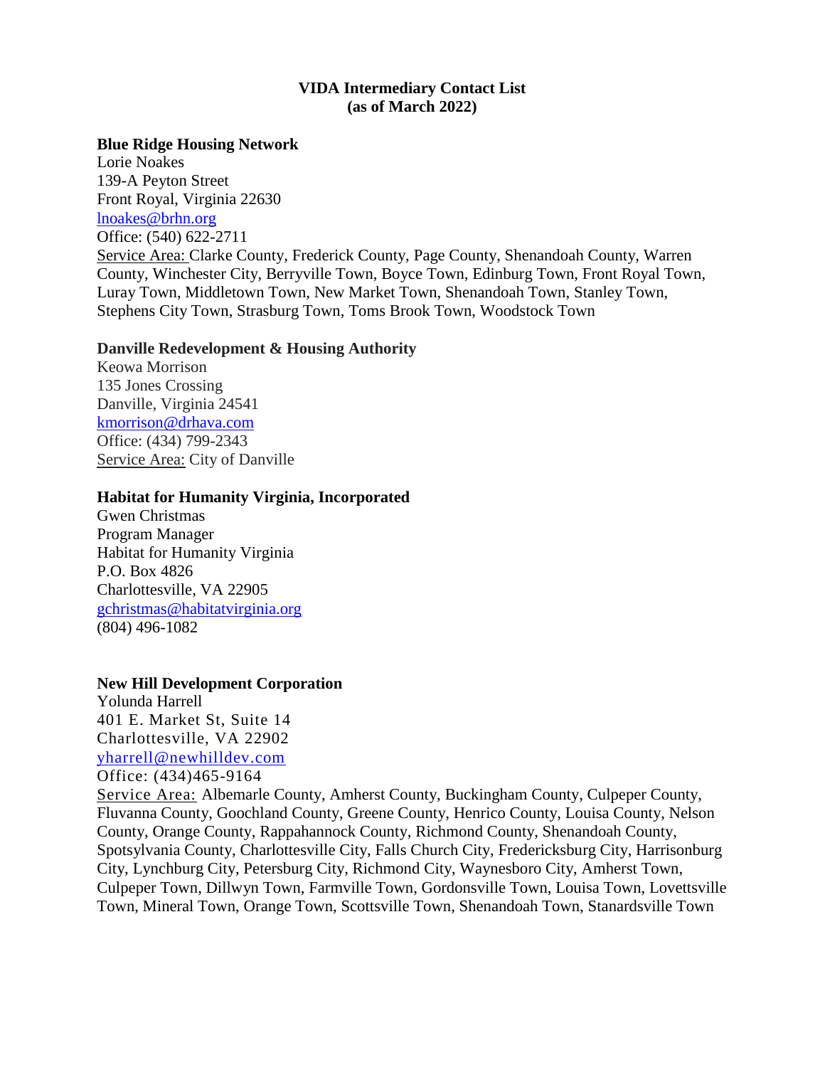**VIDA Intermediary Contact List**
**(as of March 2022)**

**Blue Ridge Housing Network**
Lorie Noakes
139-A Peyton Street
Front Royal, Virginia 22630
lnoakes@brhn.org
Office: (540) 622-2711
Service Area: Clarke County, Frederick County, Page County, Shenandoah County, Warren County, Winchester City, Berryville Town, Boyce Town, Edinburg Town, Front Royal Town, Luray Town, Middletown Town, New Market Town, Shenandoah Town, Stanley Town, Stephens City Town, Strasburg Town, Toms Brook Town, Woodstock Town

**Danville Redevelopment & Housing Authority**
Keowa Morrison
135 Jones Crossing
Danville, Virginia 24541
kmorrison@drhava.com
Office: (434) 799-2343
Service Area: City of Danville

**Habitat for Humanity Virginia, Incorporated**
Gwen Christmas
Program Manager
Habitat for Humanity Virginia
P.O. Box 4826
Charlottesville, VA 22905
gchristmas@habitatvirginia.org
(804) 496-1082

**New Hill Development Corporation**
Yolunda Harrell
401 E. Market St, Suite 14
Charlottesville, VA 22902
yharrell@newhilldev.com
Office: (434)465-9164
Service Area: Albemarle County, Amherst County, Buckingham County, Culpeper County, Fluvanna County, Goochland County, Greene County, Henrico County, Louisa County, Nelson County, Orange County, Rappahannock County, Richmond County, Shenandoah County, Spotsylvania County, Charlottesville City, Falls Church City, Fredericksburg City, Harrisonburg City, Lynchburg City, Petersburg City, Richmond City, Waynesboro City, Amherst Town, Culpeper Town, Dillwyn Town, Farmville Town, Gordonsville Town, Louisa Town, Lovettsville Town, Mineral Town, Orange Town, Scottsville Town, Shenandoah Town, Stanardsville Town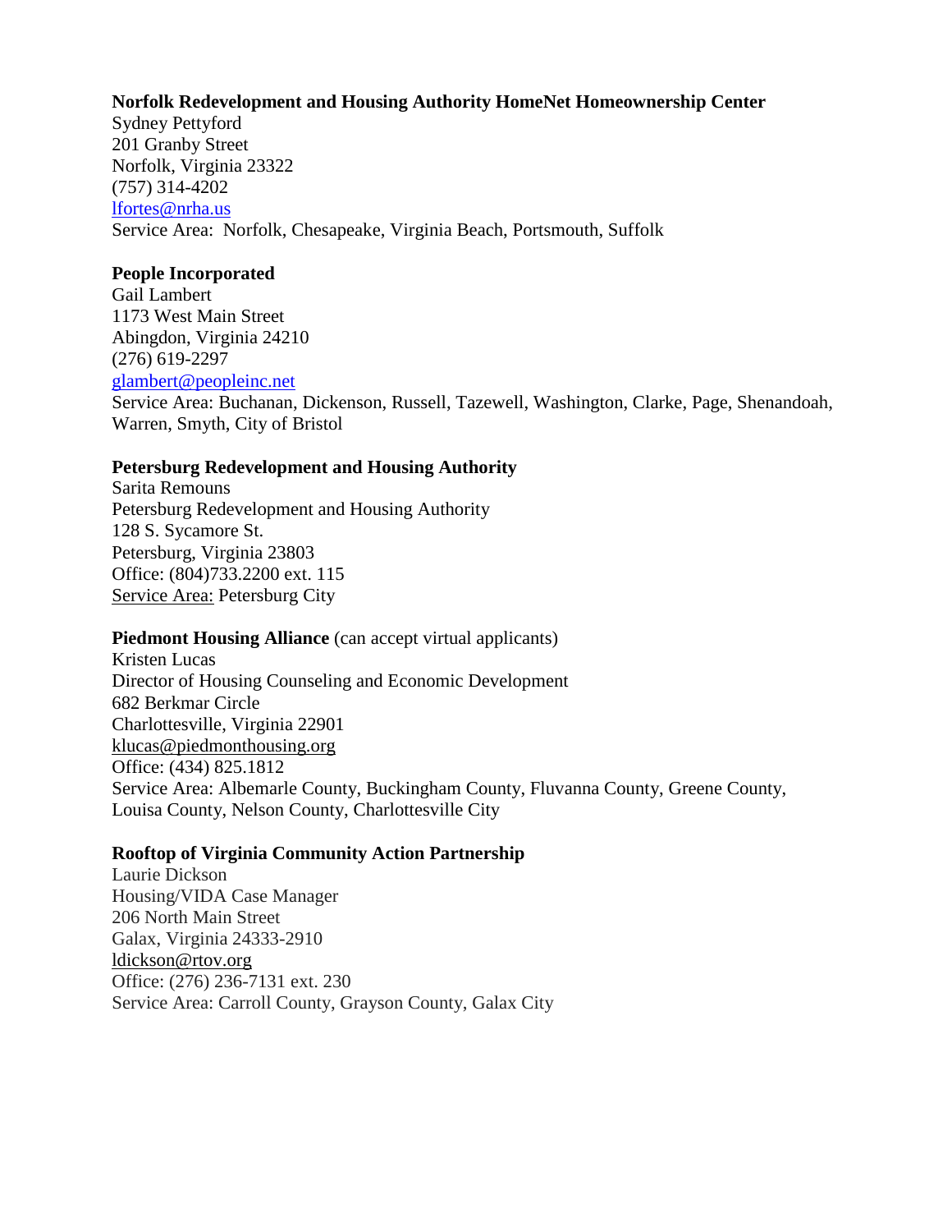**Norfolk Redevelopment and Housing Authority HomeNet Homeownership Center**
Sydney Pettyford
201 Granby Street
Norfolk, Virginia 23322
(757) 314-4202
lfortes@nrha.us
Service Area: Norfolk, Chesapeake, Virginia Beach, Portsmouth, Suffolk

**People Incorporated**
Gail Lambert
1173 West Main Street
Abingdon, Virginia 24210
(276) 619-2297
glambert@peopleinc.net
Service Area: Buchanan, Dickenson, Russell, Tazewell, Washington, Clarke, Page, Shenandoah, Warren, Smyth, City of Bristol

**Petersburg Redevelopment and Housing Authority**
Sarita Remouns
Petersburg Redevelopment and Housing Authority
128 S. Sycamore St.
Petersburg, Virginia 23803
Office: (804)733.2200 ext. 115
Service Area: Petersburg City

**Piedmont Housing Alliance** (can accept virtual applicants)
Kristen Lucas
Director of Housing Counseling and Economic Development
682 Berkmar Circle
Charlottesville, Virginia 22901
klucas@piedmonthousing.org
Office: (434) 825.1812
Service Area: Albemarle County, Buckingham County, Fluvanna County, Greene County, Louisa County, Nelson County, Charlottesville City

**Rooftop of Virginia Community Action Partnership**
Laurie Dickson
Housing/VIDA Case Manager
206 North Main Street
Galax, Virginia 24333-2910
ldickson@rtov.org
Office: (276) 236-7131 ext. 230
Service Area: Carroll County, Grayson County, Galax City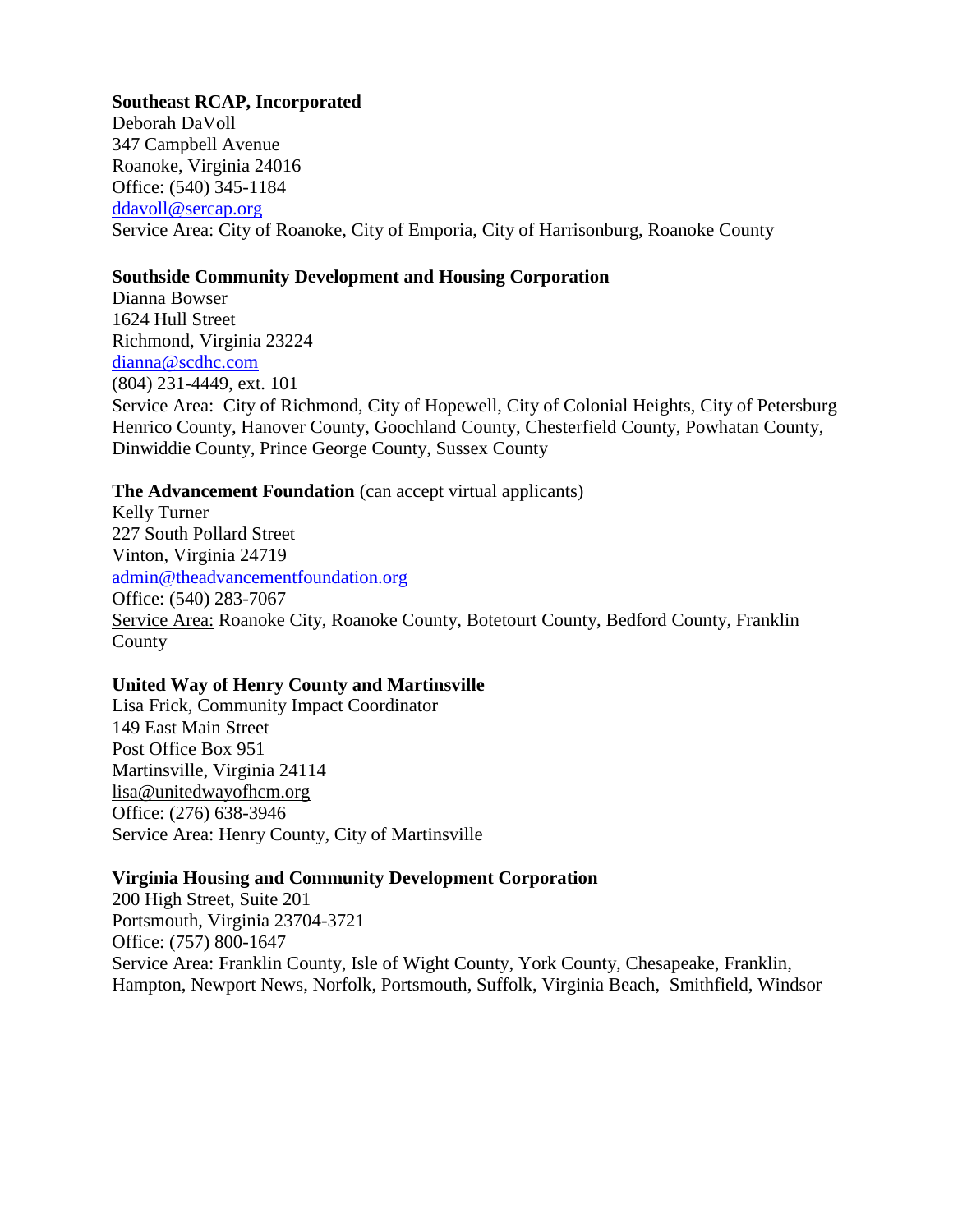**Southeast RCAP, Incorporated**
Deborah DaVoll
347 Campbell Avenue
Roanoke, Virginia 24016
Office: (540) 345-1184
ddavoll@sercap.org
Service Area: City of Roanoke, City of Emporia, City of Harrisonburg, Roanoke County

**Southside Community Development and Housing Corporation**
Dianna Bowser
1624 Hull Street
Richmond, Virginia 23224
dianna@scdhc.com
(804) 231-4449, ext. 101
Service Area: City of Richmond, City of Hopewell, City of Colonial Heights, City of Petersburg Henrico County, Hanover County, Goochland County, Chesterfield County, Powhatan County, Dinwiddie County, Prince George County, Sussex County

**The Advancement Foundation** (can accept virtual applicants)
Kelly Turner
227 South Pollard Street
Vinton, Virginia 24719
admin@theadvancementfoundation.org
Office: (540) 283-7067
Service Area: Roanoke City, Roanoke County, Botetourt County, Bedford County, Franklin County

**United Way of Henry County and Martinsville**
Lisa Frick, Community Impact Coordinator
149 East Main Street
Post Office Box 951
Martinsville, Virginia 24114
lisa@unitedwayofhcm.org
Office: (276) 638-3946
Service Area: Henry County, City of Martinsville

**Virginia Housing and Community Development Corporation**
200 High Street, Suite 201
Portsmouth, Virginia 23704-3721
Office: (757) 800-1647
Service Area: Franklin County, Isle of Wight County, York County, Chesapeake, Franklin, Hampton, Newport News, Norfolk, Portsmouth, Suffolk, Virginia Beach, Smithfield, Windsor